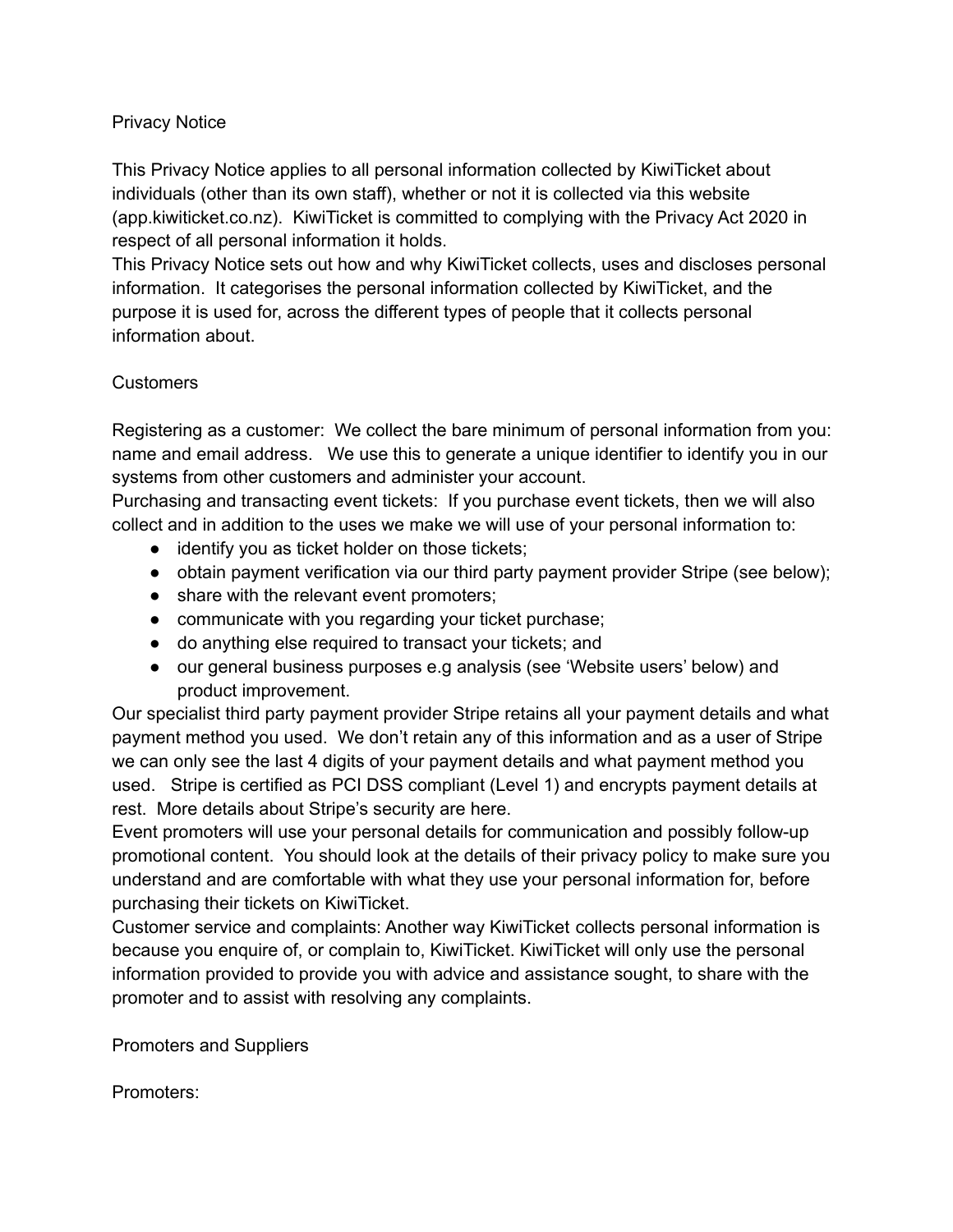# Privacy Notice

This Privacy Notice applies to all personal information collected by KiwiTicket about individuals (other than its own staff), whether or not it is collected via this website (app.kiwiticket.co.nz). KiwiTicket is committed to complying with the Privacy Act 2020 in respect of all personal information it holds.

This Privacy Notice sets out how and why KiwiTicket collects, uses and discloses personal information. It categorises the personal information collected by KiwiTicket, and the purpose it is used for, across the different types of people that it collects personal information about.

## Customers

Registering as a customer: We collect the bare minimum of personal information from you: name and email address. We use this to generate a unique identifier to identify you in our systems from other customers and administer your account.

Purchasing and transacting event tickets: If you purchase event tickets, then we will also collect and in addition to the uses we make we will use of your personal information to:

- identify you as ticket holder on those tickets;
- obtain payment verification via our third party payment provider Stripe (see below);
- share with the relevant event promoters;
- communicate with you regarding your ticket purchase;
- do anything else required to transact your tickets; and
- our general business purposes e.g analysis (see 'Website users' below) and product improvement.

Our specialist third party payment provider Stripe retains all your payment details and what payment method you used. We don't retain any of this information and as a user of Stripe we can only see the last 4 digits of your payment details and what payment method you used. Stripe is certified as PCI DSS compliant (Level 1) and encrypts payment details at rest. More details about Stripe's security are here.

Event promoters will use your personal details for communication and possibly follow-up promotional content. You should look at the details of their privacy policy to make sure you understand and are comfortable with what they use your personal information for, before purchasing their tickets on KiwiTicket.

Customer service and complaints: Another way KiwiTicket collects personal information is because you enquire of, or complain to, KiwiTicket. KiwiTicket will only use the personal information provided to provide you with advice and assistance sought, to share with the promoter and to assist with resolving any complaints.

## Promoters and Suppliers

Promoters: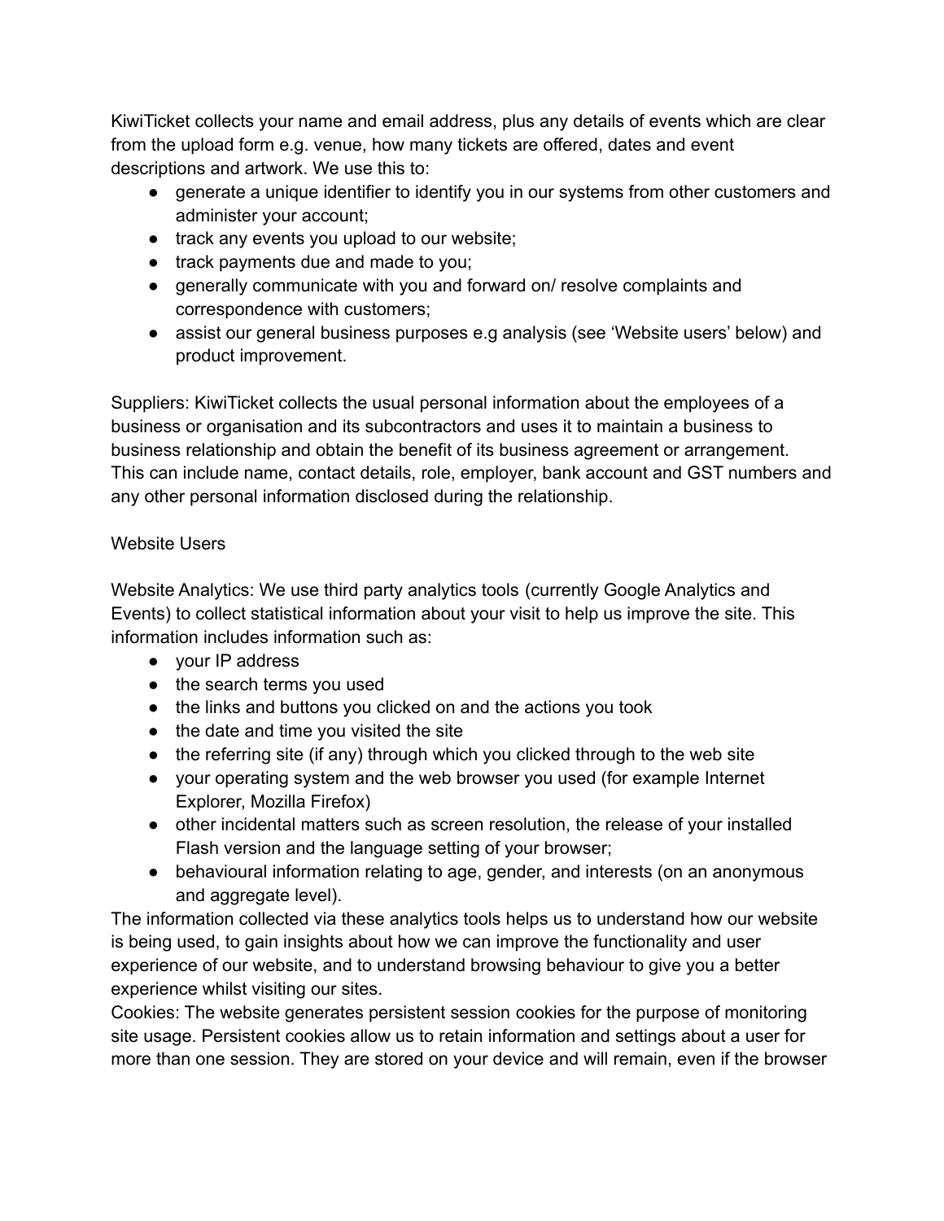KiwiTicket collects your name and email address, plus any details of events which are clear from the upload form e.g. venue, how many tickets are offered, dates and event descriptions and artwork. We use this to:

- generate a unique identifier to identify you in our systems from other customers and administer your account;
- track any events you upload to our website;
- track payments due and made to you;
- generally communicate with you and forward on/ resolve complaints and correspondence with customers;
- assist our general business purposes e.g analysis (see 'Website users' below) and product improvement.

Suppliers: KiwiTicket collects the usual personal information about the employees of a business or organisation and its subcontractors and uses it to maintain a business to business relationship and obtain the benefit of its business agreement or arrangement. This can include name, contact details, role, employer, bank account and GST numbers and any other personal information disclosed during the relationship.

Website Users

Website Analytics: We use third party analytics tools (currently Google Analytics and Events) to collect statistical information about your visit to help us improve the site. This information includes information such as:

- your IP address
- the search terms you used
- the links and buttons you clicked on and the actions you took
- the date and time you visited the site
- the referring site (if any) through which you clicked through to the web site
- your operating system and the web browser you used (for example Internet Explorer, Mozilla Firefox)
- other incidental matters such as screen resolution, the release of your installed Flash version and the language setting of your browser;
- behavioural information relating to age, gender, and interests (on an anonymous and aggregate level).

The information collected via these analytics tools helps us to understand how our website is being used, to gain insights about how we can improve the functionality and user experience of our website, and to understand browsing behaviour to give you a better experience whilst visiting our sites.

Cookies: The website generates persistent session cookies for the purpose of monitoring site usage. Persistent cookies allow us to retain information and settings about a user for more than one session. They are stored on your device and will remain, even if the browser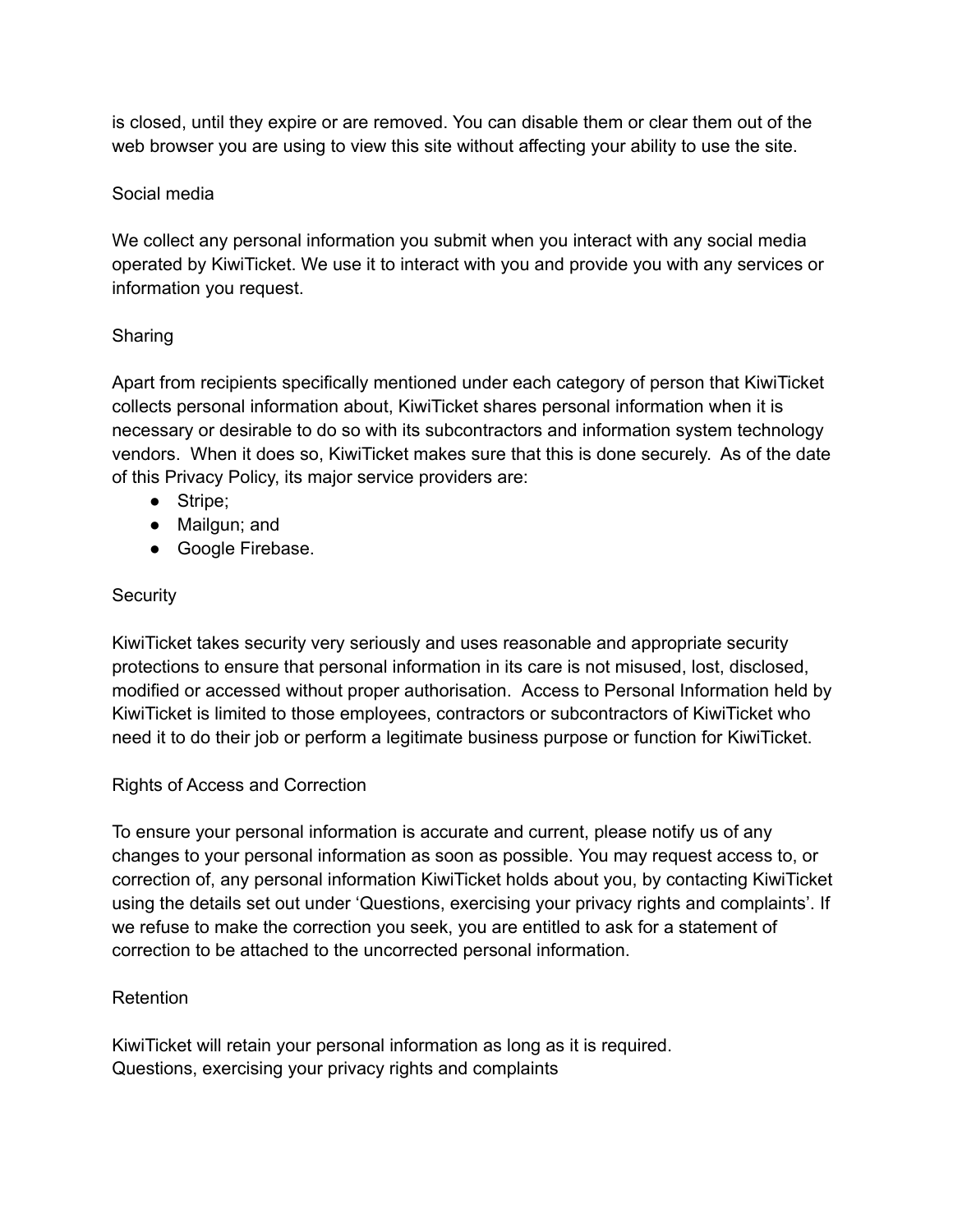is closed, until they expire or are removed. You can disable them or clear them out of the web browser you are using to view this site without affecting your ability to use the site.

## Social media

We collect any personal information you submit when you interact with any social media operated by KiwiTicket. We use it to interact with you and provide you with any services or information you request.

## Sharing

Apart from recipients specifically mentioned under each category of person that KiwiTicket collects personal information about, KiwiTicket shares personal information when it is necessary or desirable to do so with its subcontractors and information system technology vendors.  When it does so, KiwiTicket makes sure that this is done securely.  As of the date of this Privacy Policy, its major service providers are:

- Stripe;
- Mailgun; and
- Google Firebase.

## Security

KiwiTicket takes security very seriously and uses reasonable and appropriate security protections to ensure that personal information in its care is not misused, lost, disclosed, modified or accessed without proper authorisation.  Access to Personal Information held by KiwiTicket is limited to those employees, contractors or subcontractors of KiwiTicket who need it to do their job or perform a legitimate business purpose or function for KiwiTicket.

## Rights of Access and Correction

To ensure your personal information is accurate and current, please notify us of any changes to your personal information as soon as possible. You may request access to, or correction of, any personal information KiwiTicket holds about you, by contacting KiwiTicket using the details set out under 'Questions, exercising your privacy rights and complaints'. If we refuse to make the correction you seek, you are entitled to ask for a statement of correction to be attached to the uncorrected personal information.

## Retention

KiwiTicket will retain your personal information as long as it is required.

## Questions, exercising your privacy rights and complaints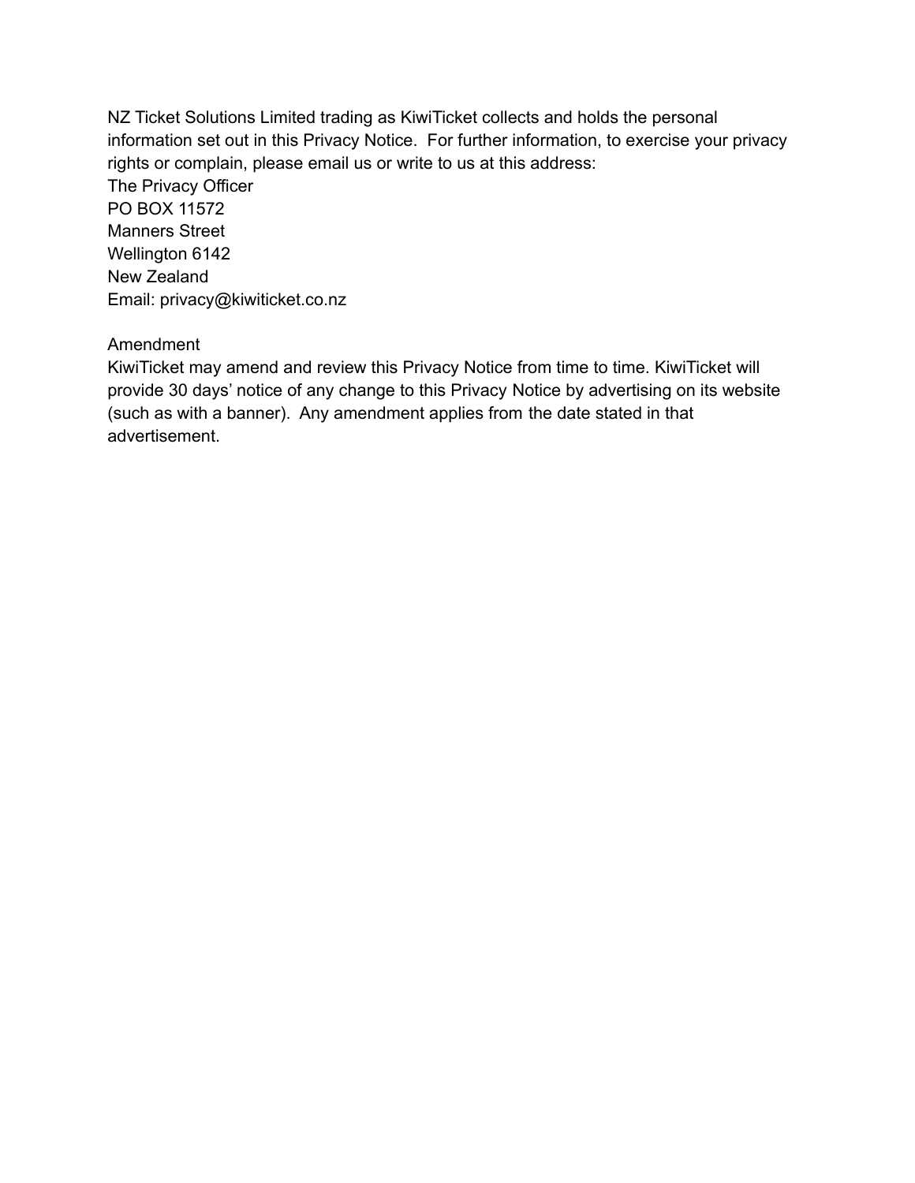NZ Ticket Solutions Limited trading as KiwiTicket collects and holds the personal information set out in this Privacy Notice. For further information, to exercise your privacy rights or complain, please email us or write to us at this address:

The Privacy Officer  
PO BOX 11572  
Manners Street  
Wellington 6142  
New Zealand  
Email: privacy@kiwiticket.co.nz

## Amendment

KiwiTicket may amend and review this Privacy Notice from time to time. KiwiTicket will provide 30 days' notice of any change to this Privacy Notice by advertising on its website (such as with a banner). Any amendment applies from the date stated in that advertisement.